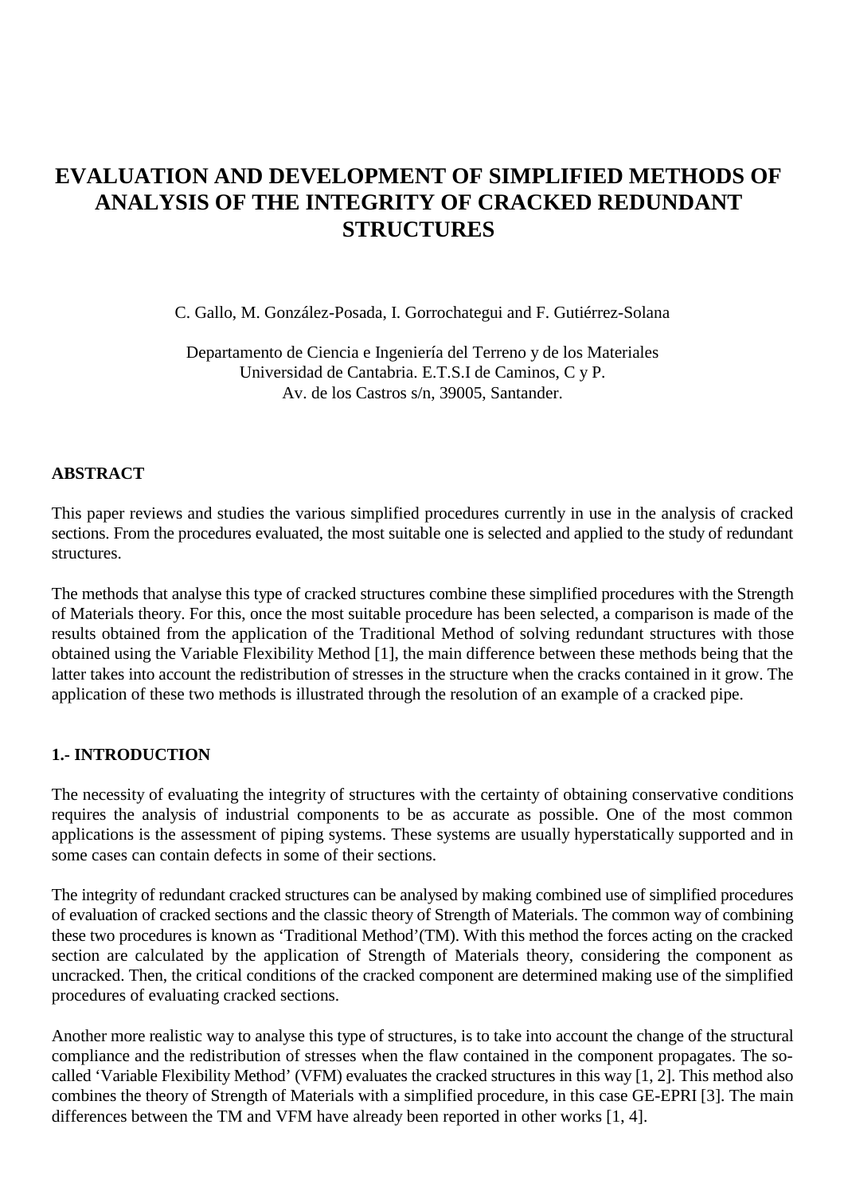# EVALUATION AND DEVELOPMENT OF SIMPLIFIED METHODS OF ANALYSIS OF THE INTEGRITY OF CRACKED REDUNDANT STRUCTURES

C. Gallo, M. González-Posada, I. Gorrochategui and F. Gutiérrez-Solana

Departamento de Ciencia e Ingeniería del Terreno y de los Materiales
Universidad de Cantabria. E.T.S.I de Caminos, C y P.
Av. de los Castros s/n, 39005, Santander.

## ABSTRACT

This paper reviews and studies the various simplified procedures currently in use in the analysis of cracked sections. From the procedures evaluated, the most suitable one is selected and applied to the study of redundant structures.

The methods that analyse this type of cracked structures combine these simplified procedures with the Strength of Materials theory. For this, once the most suitable procedure has been selected, a comparison is made of the results obtained from the application of the Traditional Method of solving redundant structures with those obtained using the Variable Flexibility Method [1], the main difference between these methods being that the latter takes into account the redistribution of stresses in the structure when the cracks contained in it grow. The application of these two methods is illustrated through the resolution of an example of a cracked pipe.

## 1.- INTRODUCTION

The necessity of evaluating the integrity of structures with the certainty of obtaining conservative conditions requires the analysis of industrial components to be as accurate as possible. One of the most common applications is the assessment of piping systems. These systems are usually hyperstatically supported and in some cases can contain defects in some of their sections.

The integrity of redundant cracked structures can be analysed by making combined use of simplified procedures of evaluation of cracked sections and the classic theory of Strength of Materials. The common way of combining these two procedures is known as 'Traditional Method'(TM). With this method the forces acting on the cracked section are calculated by the application of Strength of Materials theory, considering the component as uncracked. Then, the critical conditions of the cracked component are determined making use of the simplified procedures of evaluating cracked sections.

Another more realistic way to analyse this type of structures, is to take into account the change of the structural compliance and the redistribution of stresses when the flaw contained in the component propagates. The so-called 'Variable Flexibility Method' (VFM) evaluates the cracked structures in this way [1, 2]. This method also combines the theory of Strength of Materials with a simplified procedure, in this case GE-EPRI [3]. The main differences between the TM and VFM have already been reported in other works [1, 4].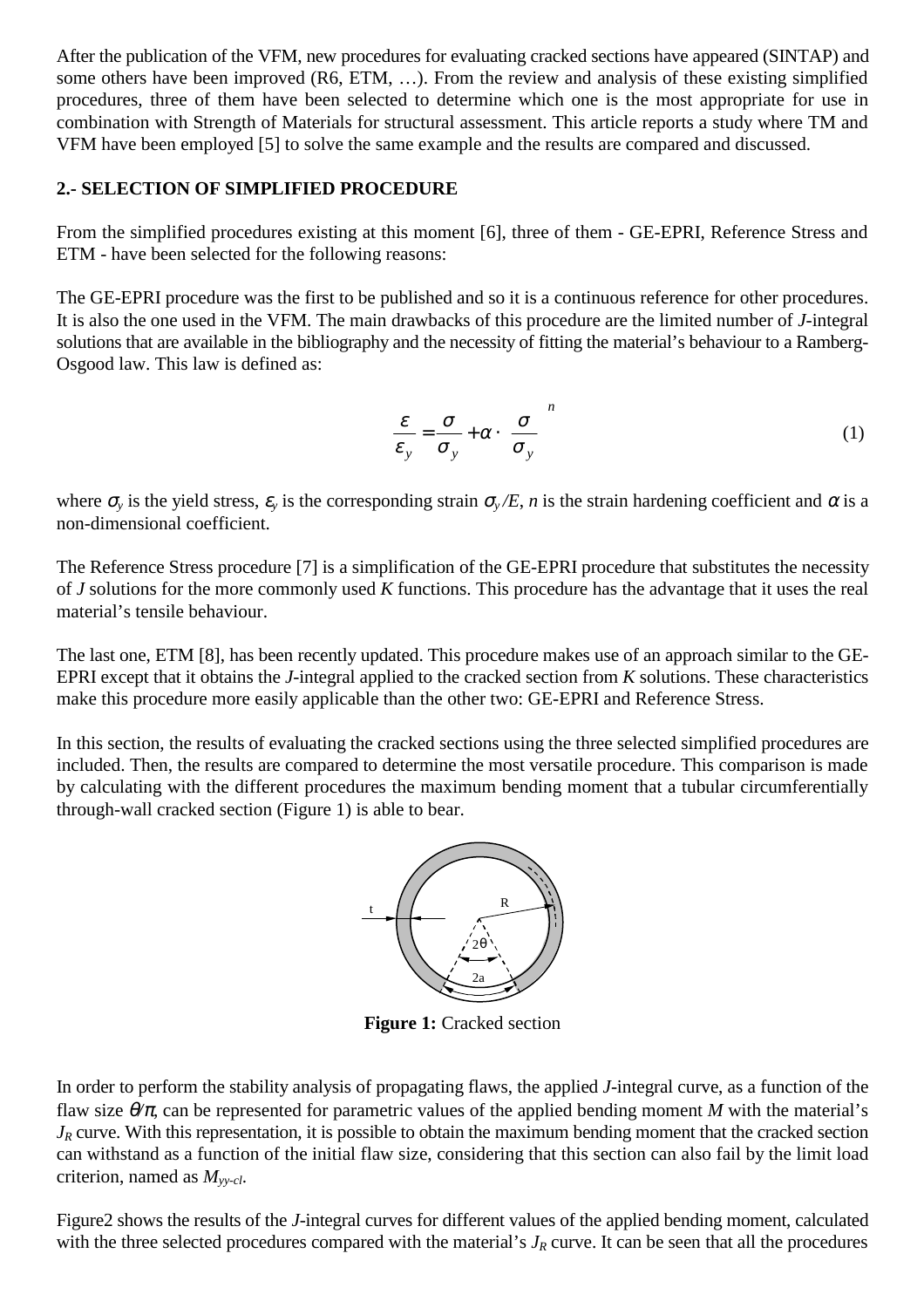After the publication of the VFM, new procedures for evaluating cracked sections have appeared (SINTAP) and some others have been improved (R6, ETM, …). From the review and analysis of these existing simplified procedures, three of them have been selected to determine which one is the most appropriate for use in combination with Strength of Materials for structural assessment. This article reports a study where TM and VFM have been employed [5] to solve the same example and the results are compared and discussed.

## 2.- SELECTION OF SIMPLIFIED PROCEDURE

From the simplified procedures existing at this moment [6], three of them - GE-EPRI, Reference Stress and ETM - have been selected for the following reasons:

The GE-EPRI procedure was the first to be published and so it is a continuous reference for other procedures. It is also the one used in the VFM. The main drawbacks of this procedure are the limited number of *J*-integral solutions that are available in the bibliography and the necessity of fitting the material's behaviour to a Ramberg-Osgood law. This law is defined as:

$$\frac{\varepsilon}{\varepsilon_y} = \frac{\sigma}{\sigma_y} + \alpha \cdot \left(\frac{\sigma}{\sigma_y}\right)^n \qquad (1)$$

where $\sigma_y$ is the yield stress, $\varepsilon_y$ is the corresponding strain $\sigma_y/E$, $n$ is the strain hardening coefficient and $\alpha$ is a non-dimensional coefficient.

The Reference Stress procedure [7] is a simplification of the GE-EPRI procedure that substitutes the necessity of *J* solutions for the more commonly used *K* functions. This procedure has the advantage that it uses the real material's tensile behaviour.

The last one, ETM [8], has been recently updated. This procedure makes use of an approach similar to the GE-EPRI except that it obtains the *J*-integral applied to the cracked section from *K* solutions. These characteristics make this procedure more easily applicable than the other two: GE-EPRI and Reference Stress.

In this section, the results of evaluating the cracked sections using the three selected simplified procedures are included. Then, the results are compared to determine the most versatile procedure. This comparison is made by calculating with the different procedures the maximum bending moment that a tubular circumferentially through-wall cracked section (Figure 1) is able to bear.

**Figure 1:** Cracked section

In order to perform the stability analysis of propagating flaws, the applied *J*-integral curve, as a function of the flaw size $\theta/\pi$, can be represented for parametric values of the applied bending moment $M$ with the material's $J_R$ curve. With this representation, it is possible to obtain the maximum bending moment that the cracked section can withstand as a function of the initial flaw size, considering that this section can also fail by the limit load criterion, named as $M_{yy\text{-}cl}$.

Figure2 shows the results of the *J*-integral curves for different values of the applied bending moment, calculated with the three selected procedures compared with the material's $J_R$ curve. It can be seen that all the procedures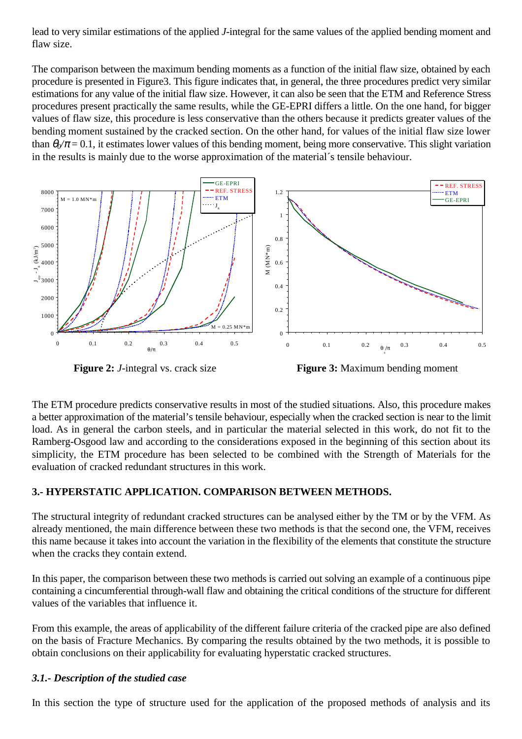lead to very similar estimations of the applied *J*-integral for the same values of the applied bending moment and flaw size.

The comparison between the maximum bending moments as a function of the initial flaw size, obtained by each procedure is presented in Figure3. This figure indicates that, in general, the three procedures predict very similar estimations for any value of the initial flaw size. However, it can also be seen that the ETM and Reference Stress procedures present practically the same results, while the GE-EPRI differs a little. On the one hand, for bigger values of flaw size, this procedure is less conservative than the others because it predicts greater values of the bending moment sustained by the cracked section. On the other hand, for values of the initial flaw size lower than $\theta_0/\pi = 0.1$, it estimates lower values of this bending moment, being more conservative. This slight variation in the results is mainly due to the worse approximation of the material´s tensile behaviour.

**Figure 2:** *J*-integral vs. crack size

**Figure 3:** Maximum bending moment

The ETM procedure predicts conservative results in most of the studied situations. Also, this procedure makes a better approximation of the material's tensile behaviour, especially when the cracked section is near to the limit load. As in general the carbon steels, and in particular the material selected in this work, do not fit to the Ramberg-Osgood law and according to the considerations exposed in the beginning of this section about its simplicity, the ETM procedure has been selected to be combined with the Strength of Materials for the evaluation of cracked redundant structures in this work.

## 3.- HYPERSTATIC APPLICATION. COMPARISON BETWEEN METHODS.

The structural integrity of redundant cracked structures can be analysed either by the TM or by the VFM. As already mentioned, the main difference between these two methods is that the second one, the VFM, receives this name because it takes into account the variation in the flexibility of the elements that constitute the structure when the cracks they contain extend.

In this paper, the comparison between these two methods is carried out solving an example of a continuous pipe containing a circumferential through-wall flaw and obtaining the critical conditions of the structure for different values of the variables that influence it.

From this example, the areas of applicability of the different failure criteria of the cracked pipe are also defined on the basis of Fracture Mechanics. By comparing the results obtained by the two methods, it is possible to obtain conclusions on their applicability for evaluating hyperstatic cracked structures.

### *3.1.- Description of the studied case*

In this section the type of structure used for the application of the proposed methods of analysis and its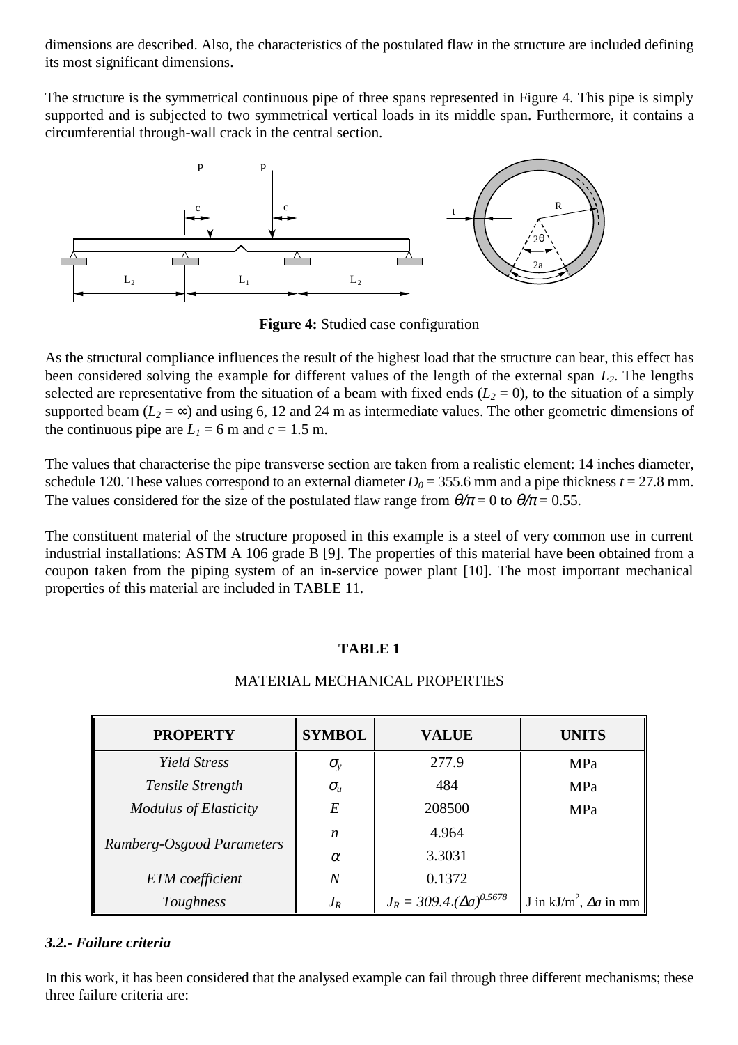dimensions are described. Also, the characteristics of the postulated flaw in the structure are included defining its most significant dimensions.

The structure is the symmetrical continuous pipe of three spans represented in Figure 4. This pipe is simply supported and is subjected to two symmetrical vertical loads in its middle span. Furthermore, it contains a circumferential through-wall crack in the central section.

**Figure 4:** Studied case configuration

As the structural compliance influences the result of the highest load that the structure can bear, this effect has been considered solving the example for different values of the length of the external span $L_2$. The lengths selected are representative from the situation of a beam with fixed ends ($L_2 = 0$), to the situation of a simply supported beam ($L_2 = \infty$) and using 6, 12 and 24 m as intermediate values. The other geometric dimensions of the continuous pipe are $L_1 = 6$ m and $c = 1.5$ m.

The values that characterise the pipe transverse section are taken from a realistic element: 14 inches diameter, schedule 120. These values correspond to an external diameter $D_0 = 355.6$ mm and a pipe thickness $t = 27.8$ mm. The values considered for the size of the postulated flaw range from $\theta/\pi = 0$ to $\theta/\pi = 0.55$.

The constituent material of the structure proposed in this example is a steel of very common use in current industrial installations: ASTM A 106 grade B [9]. The properties of this material have been obtained from a coupon taken from the piping system of an in-service power plant [10]. The most important mechanical properties of this material are included in TABLE 11.

**TABLE 1**

MATERIAL MECHANICAL PROPERTIES

| PROPERTY | SYMBOL | VALUE | UNITS |
|---|---|---|---|
| *Yield Stress* | $\sigma_y$ | 277.9 | MPa |
| *Tensile Strength* | $\sigma_u$ | 484 | MPa |
| *Modulus of Elasticity* | $E$ | 208500 | MPa |
| *Ramberg-Osgood Parameters* | $n$ | 4.964 | |
| | $\alpha$ | 3.3031 | |
| *ETM coefficient* | $N$ | 0.1372 | |
| *Toughness* | $J_R$ | $J_R = 309.4.(\Delta a)^{0.5678}$ | J in kJ/m$^2$, $\Delta a$ in mm |

### *3.2.- Failure criteria*

In this work, it has been considered that the analysed example can fail through three different mechanisms; these three failure criteria are: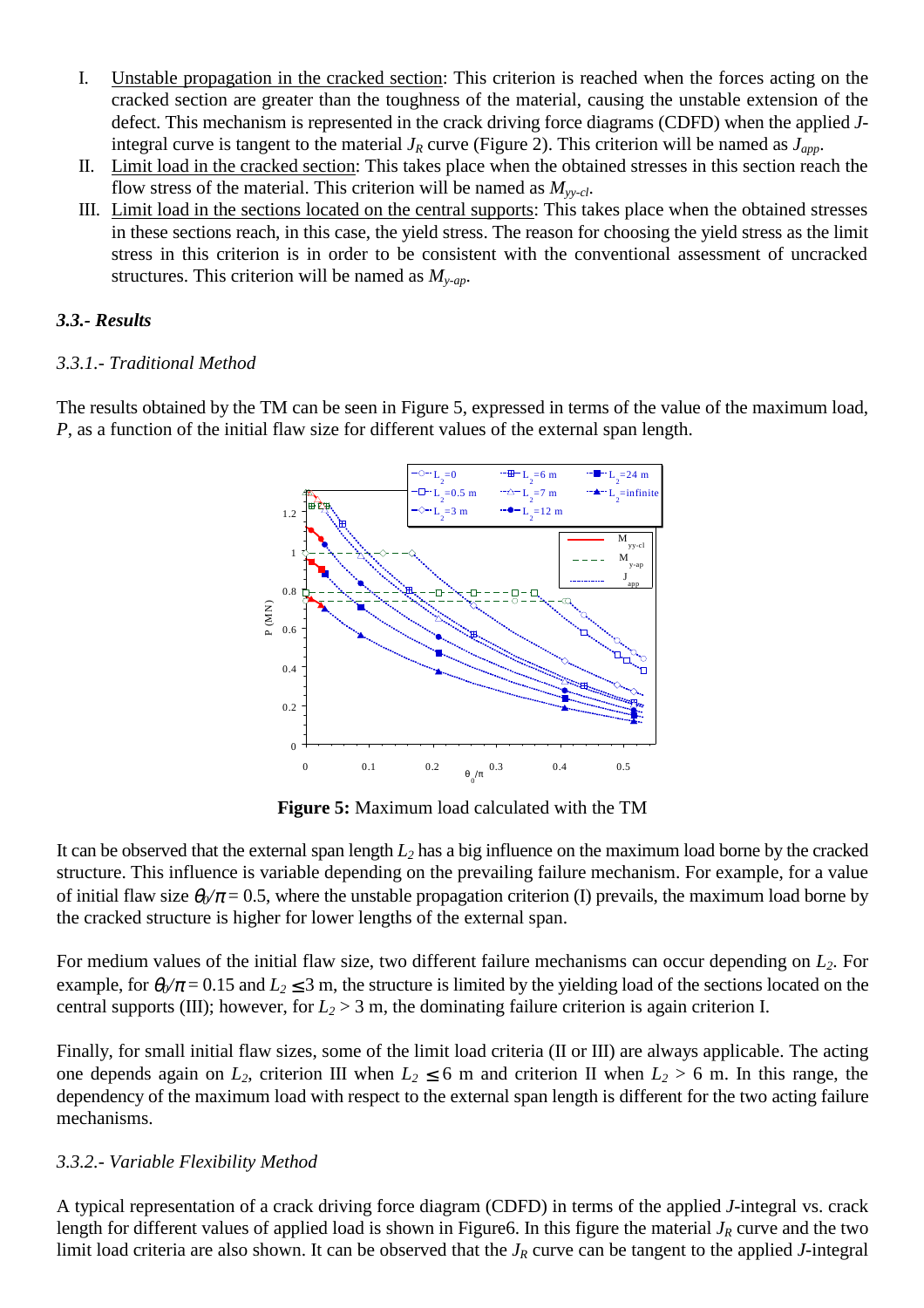I. Unstable propagation in the cracked section: This criterion is reached when the forces acting on the cracked section are greater than the toughness of the material, causing the unstable extension of the defect. This mechanism is represented in the crack driving force diagrams (CDFD) when the applied *J*-integral curve is tangent to the material $J_R$ curve (Figure 2). This criterion will be named as $J_{app}$.

II. Limit load in the cracked section: This takes place when the obtained stresses in this section reach the flow stress of the material. This criterion will be named as $M_{yy\text{-}cl}$.

III. Limit load in the sections located on the central supports: This takes place when the obtained stresses in these sections reach, in this case, the yield stress. The reason for choosing the yield stress as the limit stress in this criterion is in order to be consistent with the conventional assessment of uncracked structures. This criterion will be named as $M_{y\text{-}ap}$.

### *3.3.- Results*

#### *3.3.1.- Traditional Method*

The results obtained by the TM can be seen in Figure 5, expressed in terms of the value of the maximum load, *P*, as a function of the initial flaw size for different values of the external span length.

**Figure 5:** Maximum load calculated with the TM

It can be observed that the external span length $L_2$ has a big influence on the maximum load borne by the cracked structure. This influence is variable depending on the prevailing failure mechanism. For example, for a value of initial flaw size $\theta_0/\pi = 0.5$, where the unstable propagation criterion (I) prevails, the maximum load borne by the cracked structure is higher for lower lengths of the external span.

For medium values of the initial flaw size, two different failure mechanisms can occur depending on $L_2$. For example, for $\theta_0/\pi = 0.15$ and $L_2 \leq 3$ m, the structure is limited by the yielding load of the sections located on the central supports (III); however, for $L_2 > 3$ m, the dominating failure criterion is again criterion I.

Finally, for small initial flaw sizes, some of the limit load criteria (II or III) are always applicable. The acting one depends again on $L_2$, criterion III when $L_2 \leq 6$ m and criterion II when $L_2 > 6$ m. In this range, the dependency of the maximum load with respect to the external span length is different for the two acting failure mechanisms.

#### *3.3.2.- Variable Flexibility Method*

A typical representation of a crack driving force diagram (CDFD) in terms of the applied *J*-integral vs. crack length for different values of applied load is shown in Figure6. In this figure the material $J_R$ curve and the two limit load criteria are also shown. It can be observed that the $J_R$ curve can be tangent to the applied *J*-integral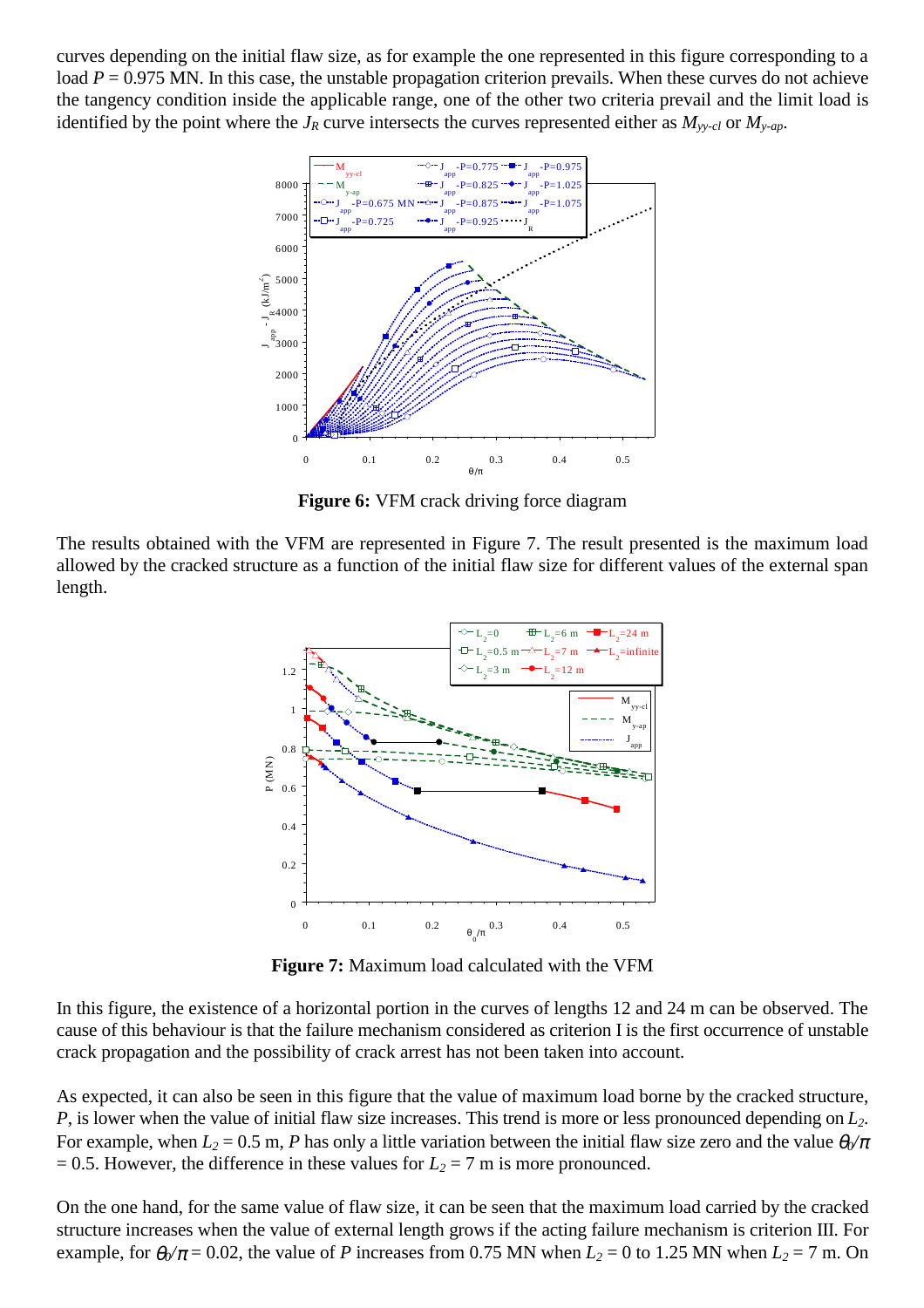curves depending on the initial flaw size, as for example the one represented in this figure corresponding to a load $P$ = 0.975 MN. In this case, the unstable propagation criterion prevails. When these curves do not achieve the tangency condition inside the applicable range, one of the other two criteria prevail and the limit load is identified by the point where the $J_R$ curve intersects the curves represented either as $M_{yy\text{-}cl}$ or $M_{y\text{-}ap}$.

**Figure 6:** VFM crack driving force diagram

The results obtained with the VFM are represented in Figure 7. The result presented is the maximum load allowed by the cracked structure as a function of the initial flaw size for different values of the external span length.

**Figure 7:** Maximum load calculated with the VFM

In this figure, the existence of a horizontal portion in the curves of lengths 12 and 24 m can be observed. The cause of this behaviour is that the failure mechanism considered as criterion I is the first occurrence of unstable crack propagation and the possibility of crack arrest has not been taken into account.

As expected, it can also be seen in this figure that the value of maximum load borne by the cracked structure, $P$, is lower when the value of initial flaw size increases. This trend is more or less pronounced depending on $L_2$. For example, when $L_2$ = 0.5 m, $P$ has only a little variation between the initial flaw size zero and the value $\theta_0/\pi$ = 0.5. However, the difference in these values for $L_2$ = 7 m is more pronounced.

On the one hand, for the same value of flaw size, it can be seen that the maximum load carried by the cracked structure increases when the value of external length grows if the acting failure mechanism is criterion III. For example, for $\theta_0/\pi$ = 0.02, the value of $P$ increases from 0.75 MN when $L_2$ = 0 to 1.25 MN when $L_2$ = 7 m. On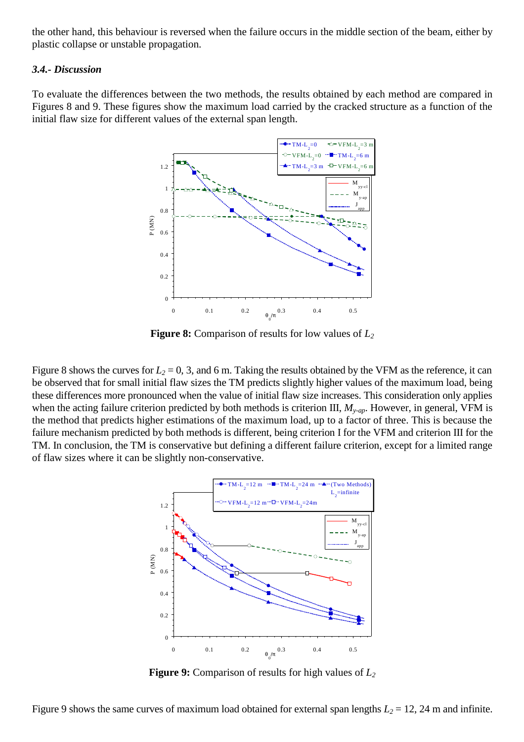the other hand, this behaviour is reversed when the failure occurs in the middle section of the beam, either by plastic collapse or unstable propagation.

### 3.4.- Discussion

To evaluate the differences between the two methods, the results obtained by each method are compared in Figures 8 and 9. These figures show the maximum load carried by the cracked structure as a function of the initial flaw size for different values of the external span length.

**Figure 8:** Comparison of results for low values of $L_2$

Figure 8 shows the curves for $L_2 = 0$, 3, and 6 m. Taking the results obtained by the VFM as the reference, it can be observed that for small initial flaw sizes the TM predicts slightly higher values of the maximum load, being these differences more pronounced when the value of initial flaw size increases. This consideration only applies when the acting failure criterion predicted by both methods is criterion III, $M_{y\text{-}ap}$. However, in general, VFM is the method that predicts higher estimations of the maximum load, up to a factor of three. This is because the failure mechanism predicted by both methods is different, being criterion I for the VFM and criterion III for the TM. In conclusion, the TM is conservative but defining a different failure criterion, except for a limited range of flaw sizes where it can be slightly non-conservative.

**Figure 9:** Comparison of results for high values of $L_2$

Figure 9 shows the same curves of maximum load obtained for external span lengths $L_2 = 12$, 24 m and infinite.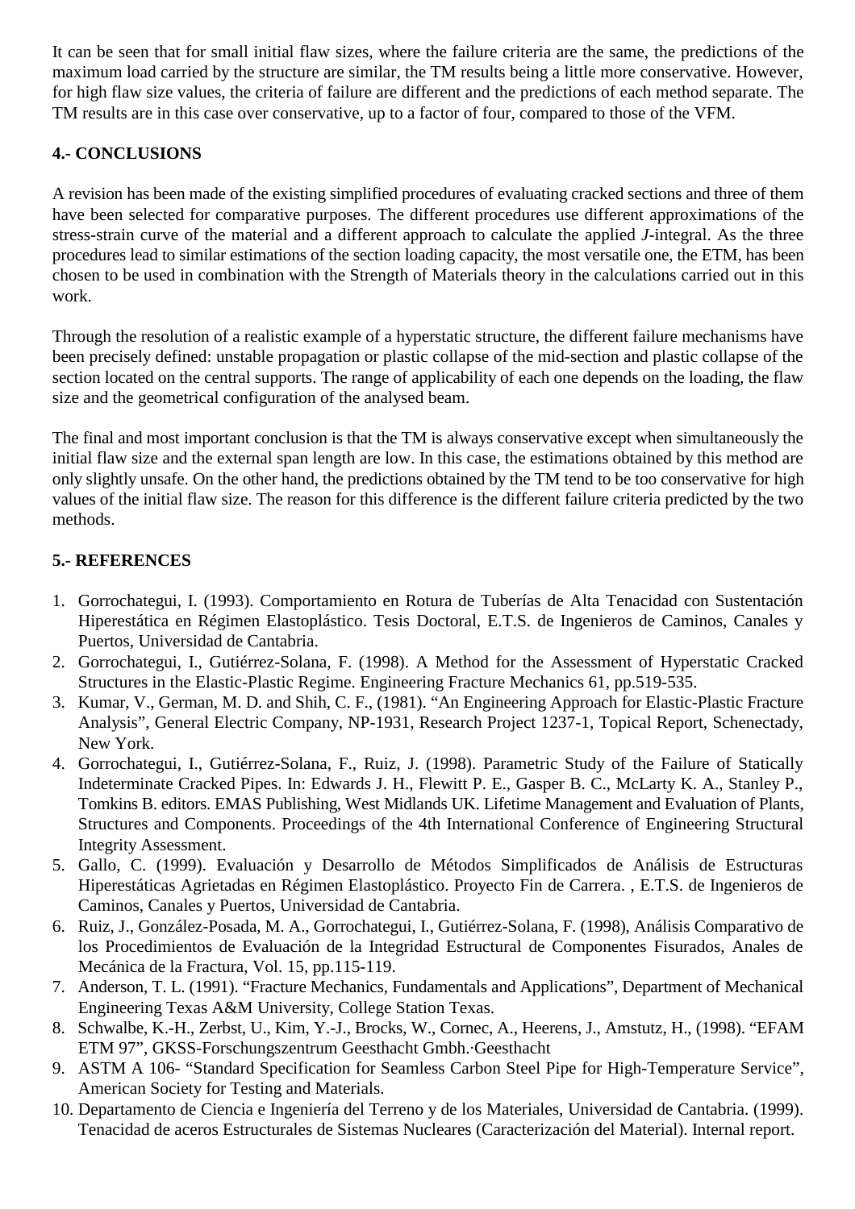It can be seen that for small initial flaw sizes, where the failure criteria are the same, the predictions of the maximum load carried by the structure are similar, the TM results being a little more conservative. However, for high flaw size values, the criteria of failure are different and the predictions of each method separate. The TM results are in this case over conservative, up to a factor of four, compared to those of the VFM.

## 4.- CONCLUSIONS

A revision has been made of the existing simplified procedures of evaluating cracked sections and three of them have been selected for comparative purposes. The different procedures use different approximations of the stress-strain curve of the material and a different approach to calculate the applied *J*-integral. As the three procedures lead to similar estimations of the section loading capacity, the most versatile one, the ETM, has been chosen to be used in combination with the Strength of Materials theory in the calculations carried out in this work.

Through the resolution of a realistic example of a hyperstatic structure, the different failure mechanisms have been precisely defined: unstable propagation or plastic collapse of the mid-section and plastic collapse of the section located on the central supports. The range of applicability of each one depends on the loading, the flaw size and the geometrical configuration of the analysed beam.

The final and most important conclusion is that the TM is always conservative except when simultaneously the initial flaw size and the external span length are low. In this case, the estimations obtained by this method are only slightly unsafe. On the other hand, the predictions obtained by the TM tend to be too conservative for high values of the initial flaw size. The reason for this difference is the different failure criteria predicted by the two methods.

## 5.- REFERENCES

1. Gorrochategui, I. (1993). Comportamiento en Rotura de Tuberías de Alta Tenacidad con Sustentación Hiperestática en Régimen Elastoplástico. Tesis Doctoral, E.T.S. de Ingenieros de Caminos, Canales y Puertos, Universidad de Cantabria.
2. Gorrochategui, I., Gutiérrez-Solana, F. (1998). A Method for the Assessment of Hyperstatic Cracked Structures in the Elastic-Plastic Regime. Engineering Fracture Mechanics 61, pp.519-535.
3. Kumar, V., German, M. D. and Shih, C. F., (1981). "An Engineering Approach for Elastic-Plastic Fracture Analysis", General Electric Company, NP-1931, Research Project 1237-1, Topical Report, Schenectady, New York.
4. Gorrochategui, I., Gutiérrez-Solana, F., Ruiz, J. (1998). Parametric Study of the Failure of Statically Indeterminate Cracked Pipes. In: Edwards J. H., Flewitt P. E., Gasper B. C., McLarty K. A., Stanley P., Tomkins B. editors. EMAS Publishing, West Midlands UK. Lifetime Management and Evaluation of Plants, Structures and Components. Proceedings of the 4th International Conference of Engineering Structural Integrity Assessment.
5. Gallo, C. (1999). Evaluación y Desarrollo de Métodos Simplificados de Análisis de Estructuras Hiperestáticas Agrietadas en Régimen Elastoplástico. Proyecto Fin de Carrera. , E.T.S. de Ingenieros de Caminos, Canales y Puertos, Universidad de Cantabria.
6. Ruiz, J., González-Posada, M. A., Gorrochategui, I., Gutiérrez-Solana, F. (1998), Análisis Comparativo de los Procedimientos de Evaluación de la Integridad Estructural de Componentes Fisurados, Anales de Mecánica de la Fractura, Vol. 15, pp.115-119.
7. Anderson, T. L. (1991). "Fracture Mechanics, Fundamentals and Applications", Department of Mechanical Engineering Texas A&M University, College Station Texas.
8. Schwalbe, K.-H., Zerbst, U., Kim, Y.-J., Brocks, W., Cornec, A., Heerens, J., Amstutz, H., (1998). "EFAM ETM 97", GKSS-Forschungszentrum Geesthacht Gmbh.·Geesthacht
9. ASTM A 106- "Standard Specification for Seamless Carbon Steel Pipe for High-Temperature Service", American Society for Testing and Materials.
10. Departamento de Ciencia e Ingeniería del Terreno y de los Materiales, Universidad de Cantabria. (1999). Tenacidad de aceros Estructurales de Sistemas Nucleares (Caracterización del Material). Internal report.